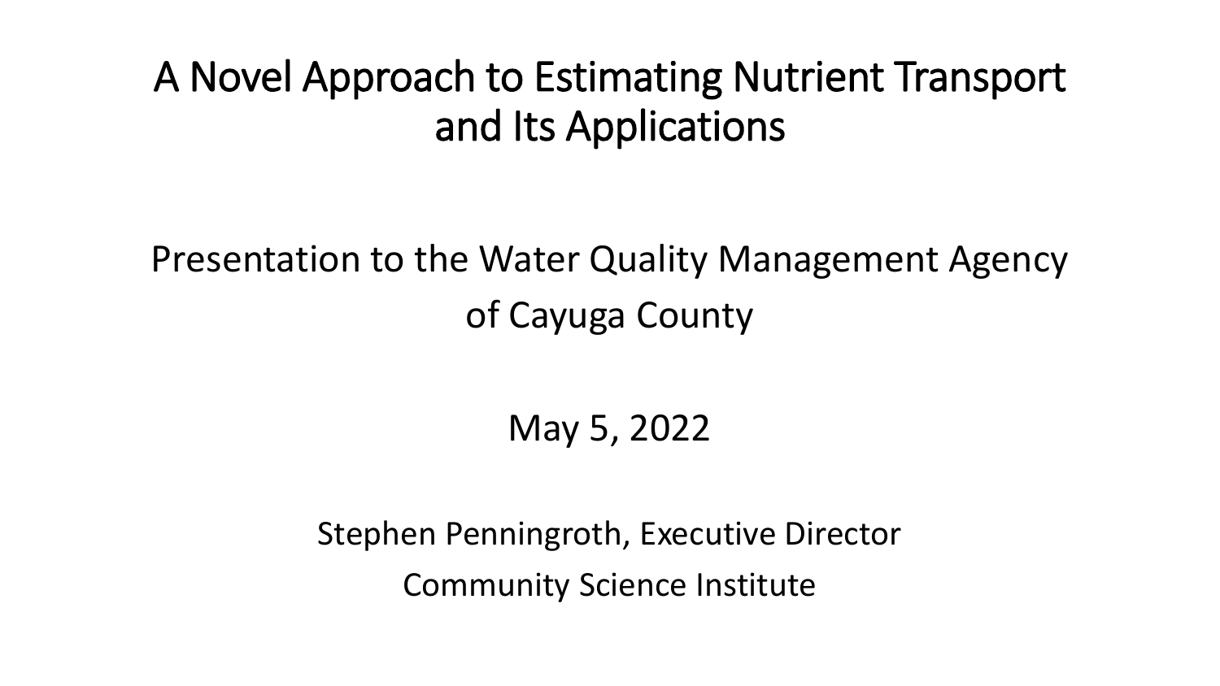# A Novel Approach to Estimating Nutrient Transport and Its Applications

Presentation to the Water Quality Management Agency of Cayuga County

May 5, 2022

Stephen Penningroth, Executive Director

Community Science Institute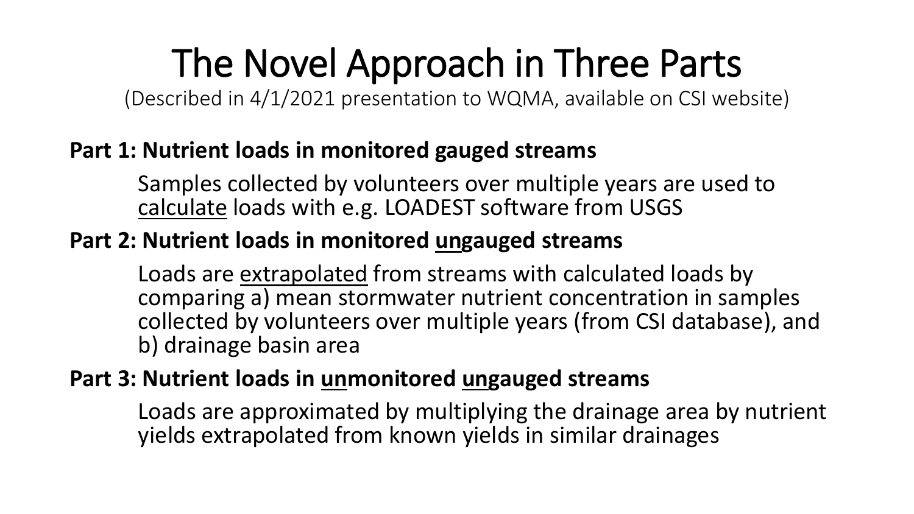# The Novel Approach in Three Parts

(Described in 4/1/2021 presentation to WQMA, available on CSI website)

**Part 1: Nutrient loads in monitored gauged streams**

Samples collected by volunteers over multiple years are used to <u>calculate</u> loads with e.g. LOADEST software from USGS

**Part 2: Nutrient loads in monitored <u>un</u>gauged streams**

Loads are <u>extrapolated</u> from streams with calculated loads by comparing a) mean stormwater nutrient concentration in samples collected by volunteers over multiple years (from CSI database), and b) drainage basin area

**Part 3: Nutrient loads in <u>un</u>monitored <u>un</u>gauged streams**

Loads are approximated by multiplying the drainage area by nutrient yields extrapolated from known yields in similar drainages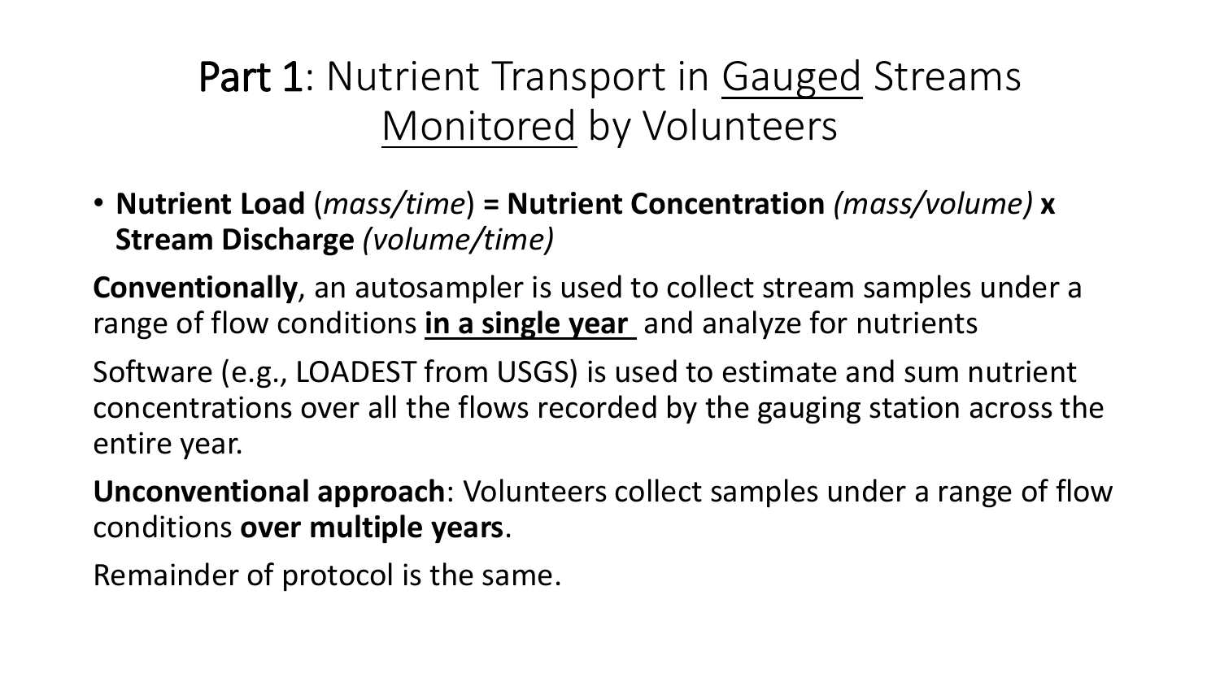# **Part 1**: Nutrient Transport in Gauged Streams Monitored by Volunteers

- **Nutrient Load** (*mass/time*) **= Nutrient Concentration** *(mass/volume)* **x Stream Discharge** *(volume/time)*

**Conventionally**, an autosampler is used to collect stream samples under a range of flow conditions **in a single year** and analyze for nutrients

Software (e.g., LOADEST from USGS) is used to estimate and sum nutrient concentrations over all the flows recorded by the gauging station across the entire year.

**Unconventional approach**: Volunteers collect samples under a range of flow conditions **over multiple years**.

Remainder of protocol is the same.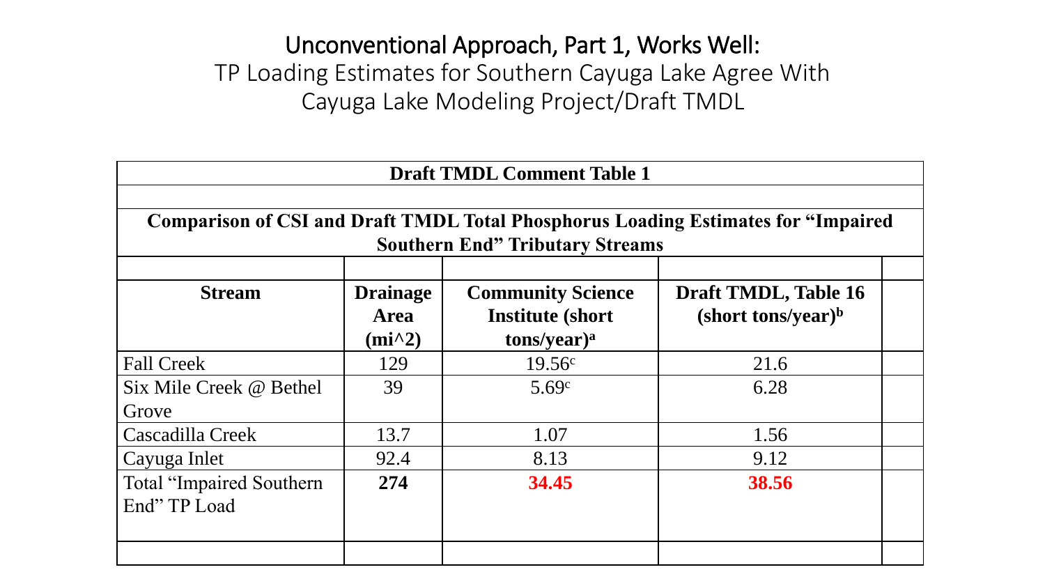# Unconventional Approach, Part 1, Works Well:

## TP Loading Estimates for Southern Cayuga Lake Agree With Cayuga Lake Modeling Project/Draft TMDL

**Draft TMDL Comment Table 1**

**Comparison of CSI and Draft TMDL Total Phosphorus Loading Estimates for "Impaired Southern End" Tributary Streams**

| Stream | Drainage Area (mi^2) | Community Science Institute (short tons/year)[a] | Draft TMDL, Table 16 (short tons/year)[b] |
|---|---|---|---|
| Fall Creek | 129 | 19.56[c] | 21.6 |
| Six Mile Creek @ Bethel Grove | 39 | 5.69[c] | 6.28 |
| Cascadilla Creek | 13.7 | 1.07 | 1.56 |
| Cayuga Inlet | 92.4 | 8.13 | 9.12 |
| Total "Impaired Southern End" TP Load | **274** | **34.45** | **38.56** |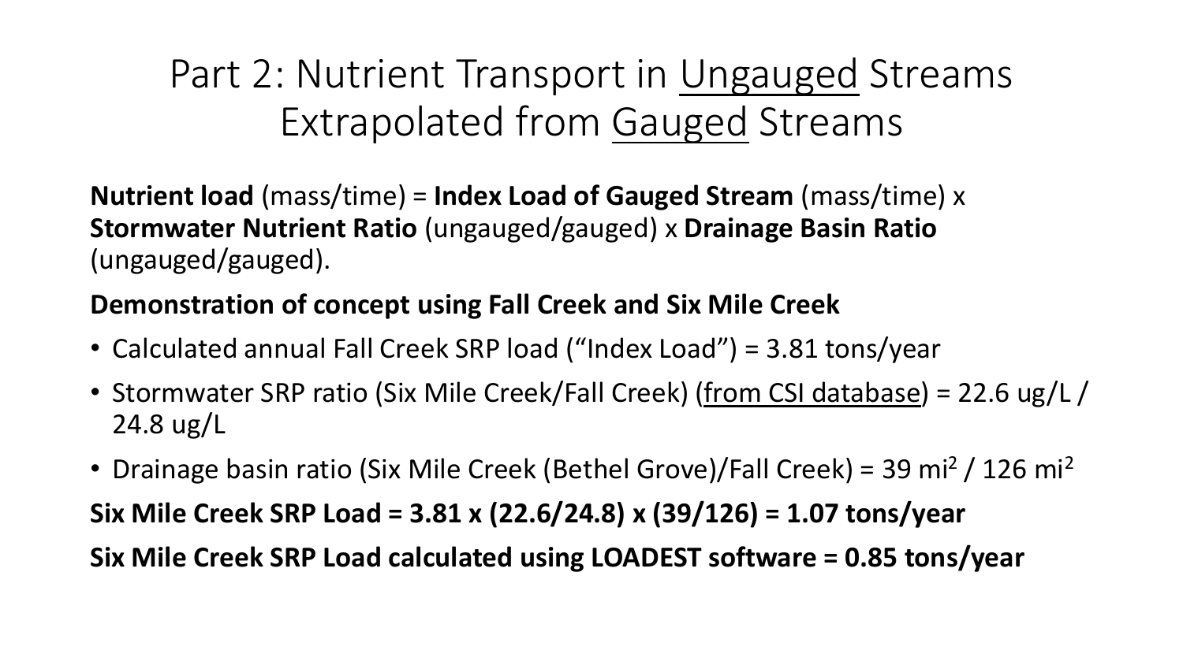# Part 2: Nutrient Transport in <u>Ungauged</u> Streams Extrapolated from <u>Gauged</u> Streams

**Nutrient load** (mass/time) = **Index Load of Gauged Stream** (mass/time) x **Stormwater Nutrient Ratio** (ungauged/gauged) x **Drainage Basin Ratio** (ungauged/gauged).

**Demonstration of concept using Fall Creek and Six Mile Creek**

- Calculated annual Fall Creek SRP load ("Index Load") = 3.81 tons/year
- Stormwater SRP ratio (Six Mile Creek/Fall Creek) (<u>from CSI database</u>) = 22.6 ug/L / 24.8 ug/L
- Drainage basin ratio (Six Mile Creek (Bethel Grove)/Fall Creek) = 39 $mi^2$ / 126 $mi^2$

**Six Mile Creek SRP Load = 3.81 x (22.6/24.8) x (39/126) = 1.07 tons/year**

**Six Mile Creek SRP Load calculated using LOADEST software = 0.85 tons/year**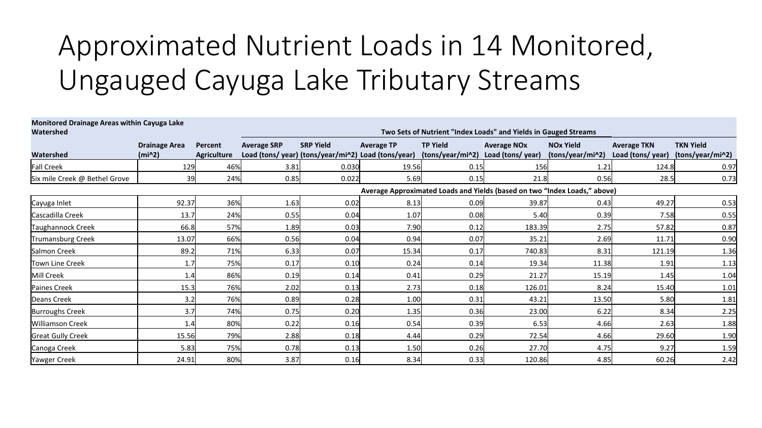# Approximated Nutrient Loads in 14 Monitored, Ungauged Cayuga Lake Tributary Streams

| Monitored Drainage Areas within Cayuga Lake Watershed | | | Two Sets of Nutrient "Index Loads" and Yields in Gauged Streams | | | | | | | |
|---|---|---|---|---|---|---|---|---|---|---|
| Watershed | Drainage Area (mi^2) | Percent Agriculture | Average SRP Load (tons/ year) | SRP Yield (tons/year/mi^2) | Average TP Load (tons/year) | TP Yield (tons/year/mi^2) | Average NOx Load (tons/ year) | NOx Yield (tons/year/mi^2) | Average TKN Load (tons/ year) | TKN Yield (tons/year/mi^2) |
| Fall Creek | 129 | 46% | 3.81 | 0.030 | 19.56 | 0.15 | 156 | 1.21 | 124.8 | 0.97 |
| Six mile Creek @ Bethel Grove | 39 | 24% | 0.85 | 0.022 | 5.69 | 0.15 | 21.8 | 0.56 | 28.5 | 0.73 |
| | | | | | Average Approximated Loads and Yields (based on two "Index Loads," above) | | | | | |
| Cayuga Inlet | 92.37 | 36% | 1.63 | 0.02 | 8.13 | 0.09 | 39.87 | 0.43 | 49.27 | 0.53 |
| Cascadilla Creek | 13.7 | 24% | 0.55 | 0.04 | 1.07 | 0.08 | 5.40 | 0.39 | 7.58 | 0.55 |
| Taughannock Creek | 66.8 | 57% | 1.89 | 0.03 | 7.90 | 0.12 | 183.39 | 2.75 | 57.82 | 0.87 |
| Trumansburg Creek | 13.07 | 66% | 0.56 | 0.04 | 0.94 | 0.07 | 35.21 | 2.69 | 11.71 | 0.90 |
| Salmon Creek | 89.2 | 71% | 6.33 | 0.07 | 15.34 | 0.17 | 740.83 | 8.31 | 121.19 | 1.36 |
| Town Line Creek | 1.7 | 75% | 0.17 | 0.10 | 0.24 | 0.14 | 19.34 | 11.38 | 1.91 | 1.13 |
| Mill Creek | 1.4 | 86% | 0.19 | 0.14 | 0.41 | 0.29 | 21.27 | 15.19 | 1.45 | 1.04 |
| Paines Creek | 15.3 | 76% | 2.02 | 0.13 | 2.73 | 0.18 | 126.01 | 8.24 | 15.40 | 1.01 |
| Deans Creek | 3.2 | 76% | 0.89 | 0.28 | 1.00 | 0.31 | 43.21 | 13.50 | 5.80 | 1.81 |
| Burroughs Creek | 3.7 | 74% | 0.75 | 0.20 | 1.35 | 0.36 | 23.00 | 6.22 | 8.34 | 2.25 |
| Williamson Creek | 1.4 | 80% | 0.22 | 0.16 | 0.54 | 0.39 | 6.53 | 4.66 | 2.63 | 1.88 |
| Great Gully Creek | 15.56 | 79% | 2.88 | 0.18 | 4.44 | 0.29 | 72.54 | 4.66 | 29.60 | 1.90 |
| Canoga Creek | 5.83 | 75% | 0.78 | 0.13 | 1.50 | 0.26 | 27.70 | 4.75 | 9.27 | 1.59 |
| Yawger Creek | 24.91 | 80% | 3.87 | 0.16 | 8.34 | 0.33 | 120.86 | 4.85 | 60.26 | 2.42 |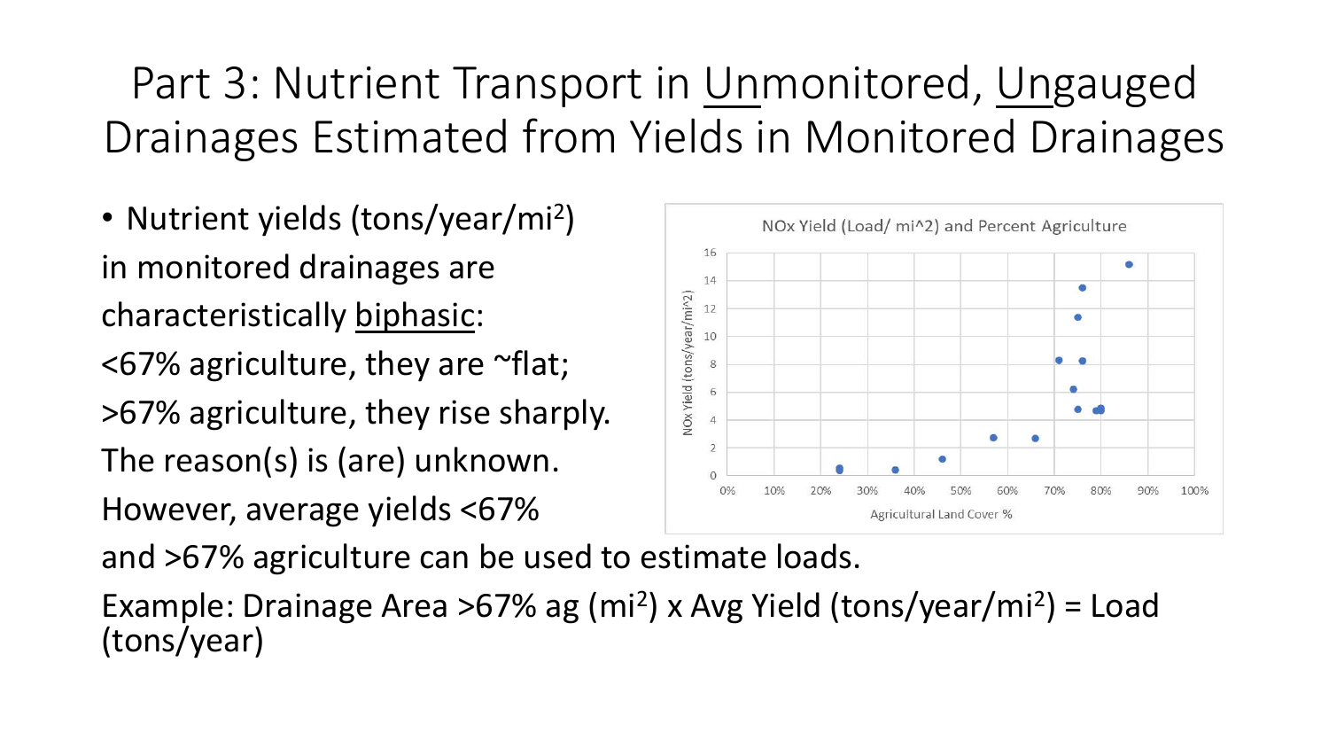# Part 3: Nutrient Transport in Unmonitored, Ungauged Drainages Estimated from Yields in Monitored Drainages

- Nutrient yields (tons/year/mi$^2$) in monitored drainages are characteristically biphasic: <67% agriculture, they are ~flat; >67% agriculture, they rise sharply. The reason(s) is (are) unknown. However, average yields <67% and >67% agriculture can be used to estimate loads.

Example: Drainage Area >67% ag (mi$^2$) x Avg Yield (tons/year/mi$^2$) = Load (tons/year)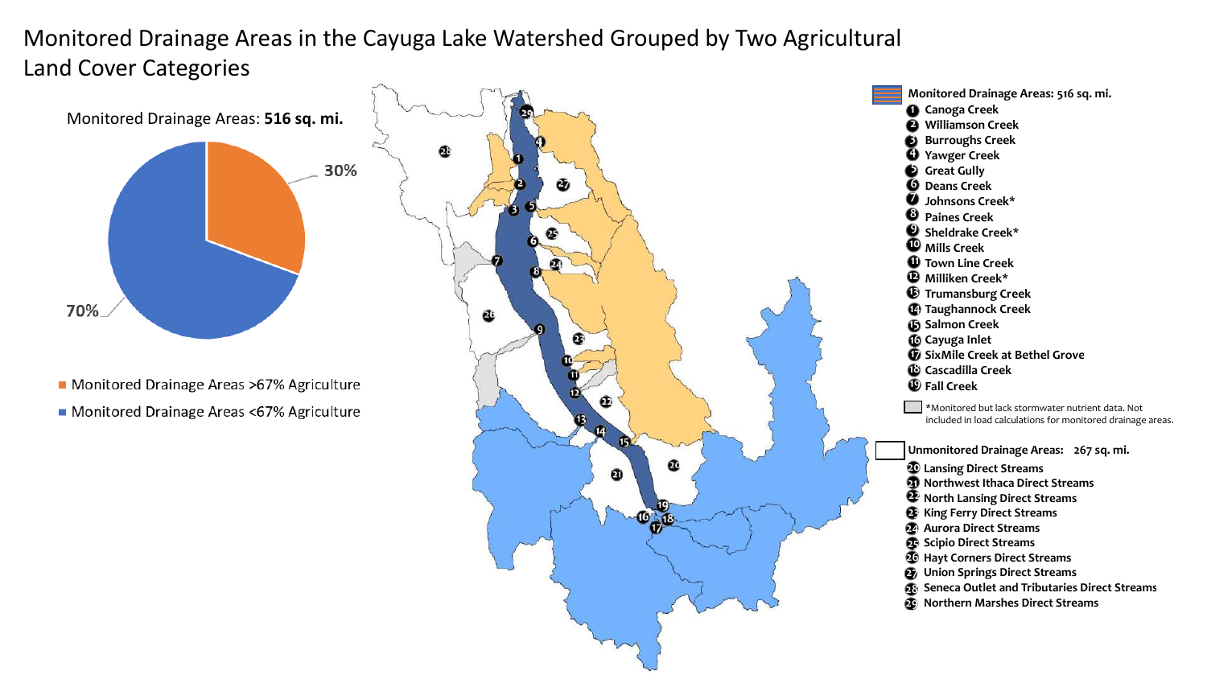# Monitored Drainage Areas in the Cayuga Lake Watershed Grouped by Two Agricultural Land Cover Categories

Monitored Drainage Areas: **516 sq. mi.**

- 30% — Monitored Drainage Areas >67% Agriculture
- 70% — Monitored Drainage Areas <67% Agriculture

**Monitored Drainage Areas: 516 sq. mi.**

1. Canoga Creek
2. Williamson Creek
3. Burroughs Creek
4. Yawger Creek
5. Great Gully
6. Deans Creek
7. Johnsons Creek*
8. Paines Creek
9. Sheldrake Creek*
10. Mills Creek
11. Town Line Creek
12. Milliken Creek*
13. Trumansburg Creek
14. Taughannock Creek
15. Salmon Creek
16. Cayuga Inlet
17. SixMile Creek at Bethel Grove
18. Cascadilla Creek
19. Fall Creek

*Monitored but lack stormwater nutrient data. Not included in load calculations for monitored drainage areas.

**Unmonitored Drainage Areas: 267 sq. mi.**

20. Lansing Direct Streams
21. Northwest Ithaca Direct Streams
22. North Lansing Direct Streams
23. King Ferry Direct Streams
24. Aurora Direct Streams
25. Scipio Direct Streams
26. Hayt Corners Direct Streams
27. Union Springs Direct Streams
28. Seneca Outlet and Tributaries Direct Streams
29. Northern Marshes Direct Streams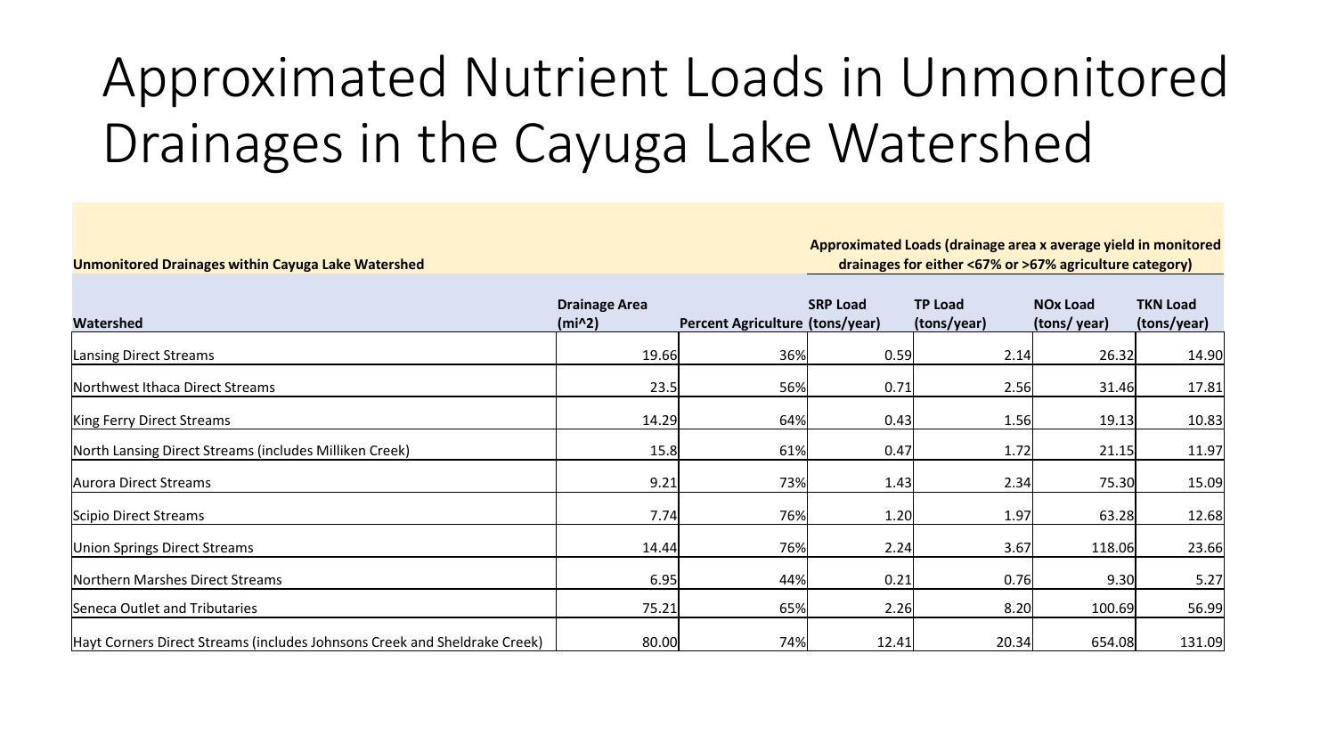# Approximated Nutrient Loads in Unmonitored Drainages in the Cayuga Lake Watershed

| Unmonitored Drainages within Cayuga Lake Watershed | | | Approximated Loads (drainage area x average yield in monitored drainages for either <67% or >67% agriculture category) | | | |
|---|---|---|---|---|---|---|
| **Watershed** | **Drainage Area (mi^2)** | **Percent Agriculture** | **SRP Load (tons/year)** | **TP Load (tons/year)** | **NOx Load (tons/ year)** | **TKN Load (tons/year)** |
| Lansing Direct Streams | 19.66 | 36% | 0.59 | 2.14 | 26.32 | 14.90 |
| Northwest Ithaca Direct Streams | 23.5 | 56% | 0.71 | 2.56 | 31.46 | 17.81 |
| King Ferry Direct Streams | 14.29 | 64% | 0.43 | 1.56 | 19.13 | 10.83 |
| North Lansing Direct Streams (includes Milliken Creek) | 15.8 | 61% | 0.47 | 1.72 | 21.15 | 11.97 |
| Aurora Direct Streams | 9.21 | 73% | 1.43 | 2.34 | 75.30 | 15.09 |
| Scipio Direct Streams | 7.74 | 76% | 1.20 | 1.97 | 63.28 | 12.68 |
| Union Springs Direct Streams | 14.44 | 76% | 2.24 | 3.67 | 118.06 | 23.66 |
| Northern Marshes Direct Streams | 6.95 | 44% | 0.21 | 0.76 | 9.30 | 5.27 |
| Seneca Outlet and Tributaries | 75.21 | 65% | 2.26 | 8.20 | 100.69 | 56.99 |
| Hayt Corners Direct Streams (includes Johnsons Creek and Sheldrake Creek) | 80.00 | 74% | 12.41 | 20.34 | 654.08 | 131.09 |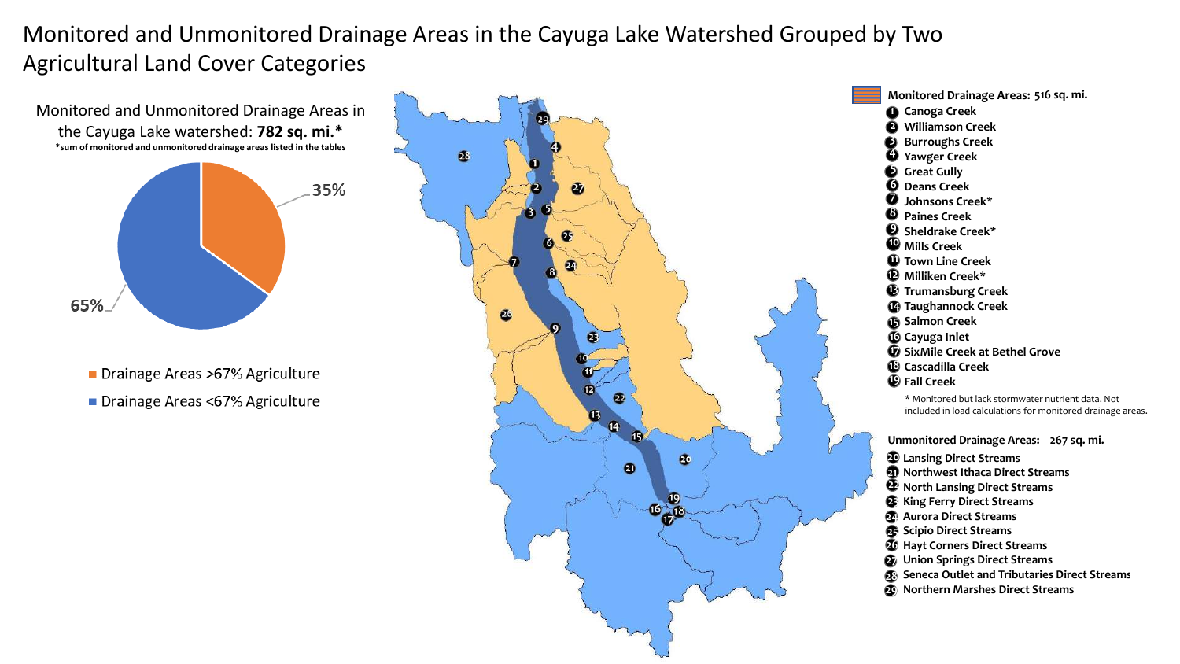# Monitored and Unmonitored Drainage Areas in the Cayuga Lake Watershed Grouped by Two Agricultural Land Cover Categories

Monitored and Unmonitored Drainage Areas in the Cayuga Lake watershed: **782 sq. mi.***

***sum of monitored and unmonitored drainage areas listed in the tables**

- 35%
- 65%

- Drainage Areas >67% Agriculture
- Drainage Areas <67% Agriculture

**Monitored Drainage Areas: 516 sq. mi.**

1. Canoga Creek
2. Williamson Creek
3. Burroughs Creek
4. Yawger Creek
5. Great Gully
6. Deans Creek
7. Johnsons Creek*
8. Paines Creek
9. Sheldrake Creek*
10. Mills Creek
11. Town Line Creek
12. Milliken Creek*
13. Trumansburg Creek
14. Taughannock Creek
15. Salmon Creek
16. Cayuga Inlet
17. SixMile Creek at Bethel Grove
18. Cascadilla Creek
19. Fall Creek

\* Monitored but lack stormwater nutrient data. Not included in load calculations for monitored drainage areas.

**Unmonitored Drainage Areas: 267 sq. mi.**

20. Lansing Direct Streams
21. Northwest Ithaca Direct Streams
22. North Lansing Direct Streams
23. King Ferry Direct Streams
24. Aurora Direct Streams
25. Scipio Direct Streams
26. Hayt Corners Direct Streams
27. Union Springs Direct Streams
28. Seneca Outlet and Tributaries Direct Streams
29. Northern Marshes Direct Streams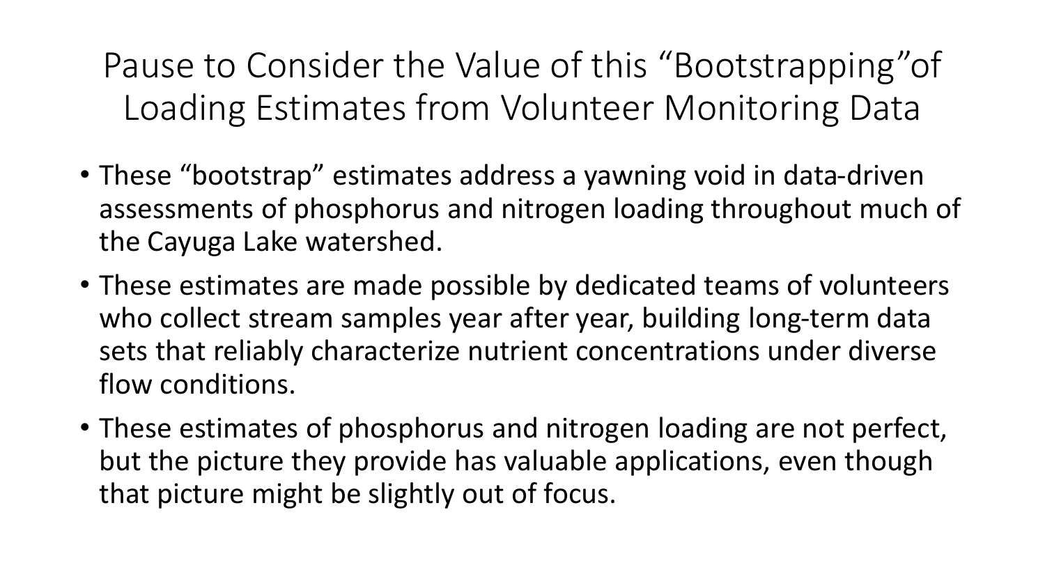# Pause to Consider the Value of this "Bootstrapping"of Loading Estimates from Volunteer Monitoring Data

- These "bootstrap" estimates address a yawning void in data-driven assessments of phosphorus and nitrogen loading throughout much of the Cayuga Lake watershed.
- These estimates are made possible by dedicated teams of volunteers who collect stream samples year after year, building long-term data sets that reliably characterize nutrient concentrations under diverse flow conditions.
- These estimates of phosphorus and nitrogen loading are not perfect, but the picture they provide has valuable applications, even though that picture might be slightly out of focus.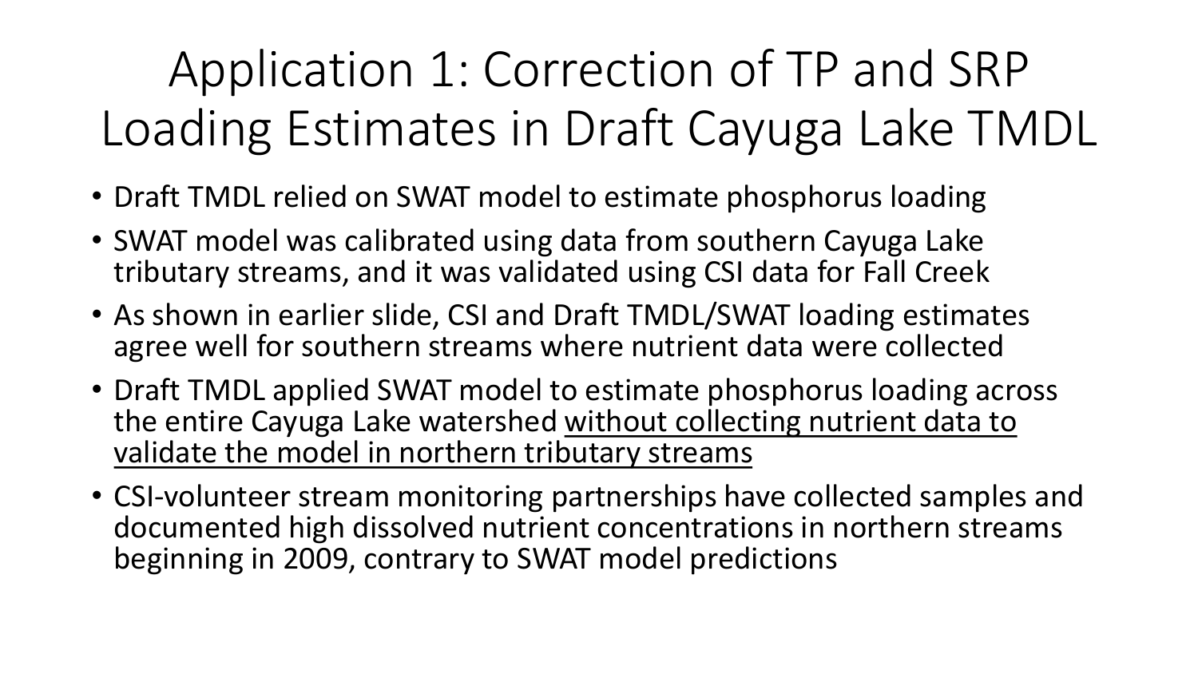# Application 1: Correction of TP and SRP Loading Estimates in Draft Cayuga Lake TMDL

- Draft TMDL relied on SWAT model to estimate phosphorus loading
- SWAT model was calibrated using data from southern Cayuga Lake tributary streams, and it was validated using CSI data for Fall Creek
- As shown in earlier slide, CSI and Draft TMDL/SWAT loading estimates agree well for southern streams where nutrient data were collected
- Draft TMDL applied SWAT model to estimate phosphorus loading across the entire Cayuga Lake watershed <u>without collecting nutrient data to validate the model in northern tributary streams</u>
- CSI-volunteer stream monitoring partnerships have collected samples and documented high dissolved nutrient concentrations in northern streams beginning in 2009, contrary to SWAT model predictions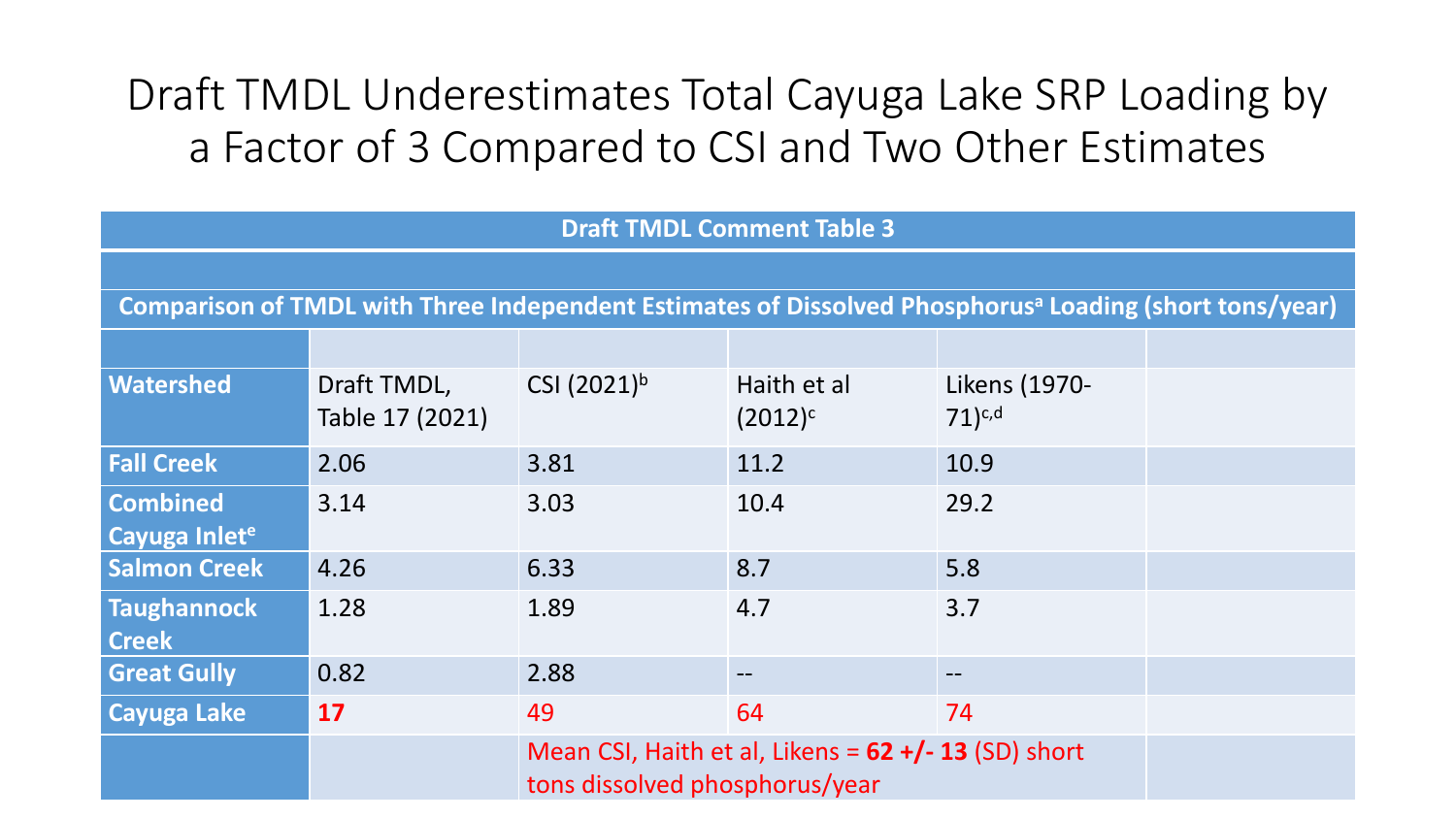# Draft TMDL Underestimates Total Cayuga Lake SRP Loading by a Factor of 3 Compared to CSI and Two Other Estimates

**Draft TMDL Comment Table 3**

**Comparison of TMDL with Three Independent Estimates of Dissolved Phosphorus[a] Loading (short tons/year)**

| Watershed | Draft TMDL, Table 17 (2021) | CSI (2021)[b] | Haith et al (2012)[c] | Likens (1970-71)[c,d] | |
|---|---|---|---|---|---|
| **Fall Creek** | 2.06 | 3.81 | 11.2 | 10.9 | |
| **Combined Cayuga Inlet[e]** | 3.14 | 3.03 | 10.4 | 29.2 | |
| **Salmon Creek** | 4.26 | 6.33 | 8.7 | 5.8 | |
| **Taughannock Creek** | 1.28 | 1.89 | 4.7 | 3.7 | |
| **Great Gully** | 0.82 | 2.88 | -- | -- | |
| **Cayuga Lake** | **17** | 49 | 64 | 74 | |
| | | Mean CSI, Haith et al, Likens = **62 +/- 13** (SD) short tons dissolved phosphorus/year | | | |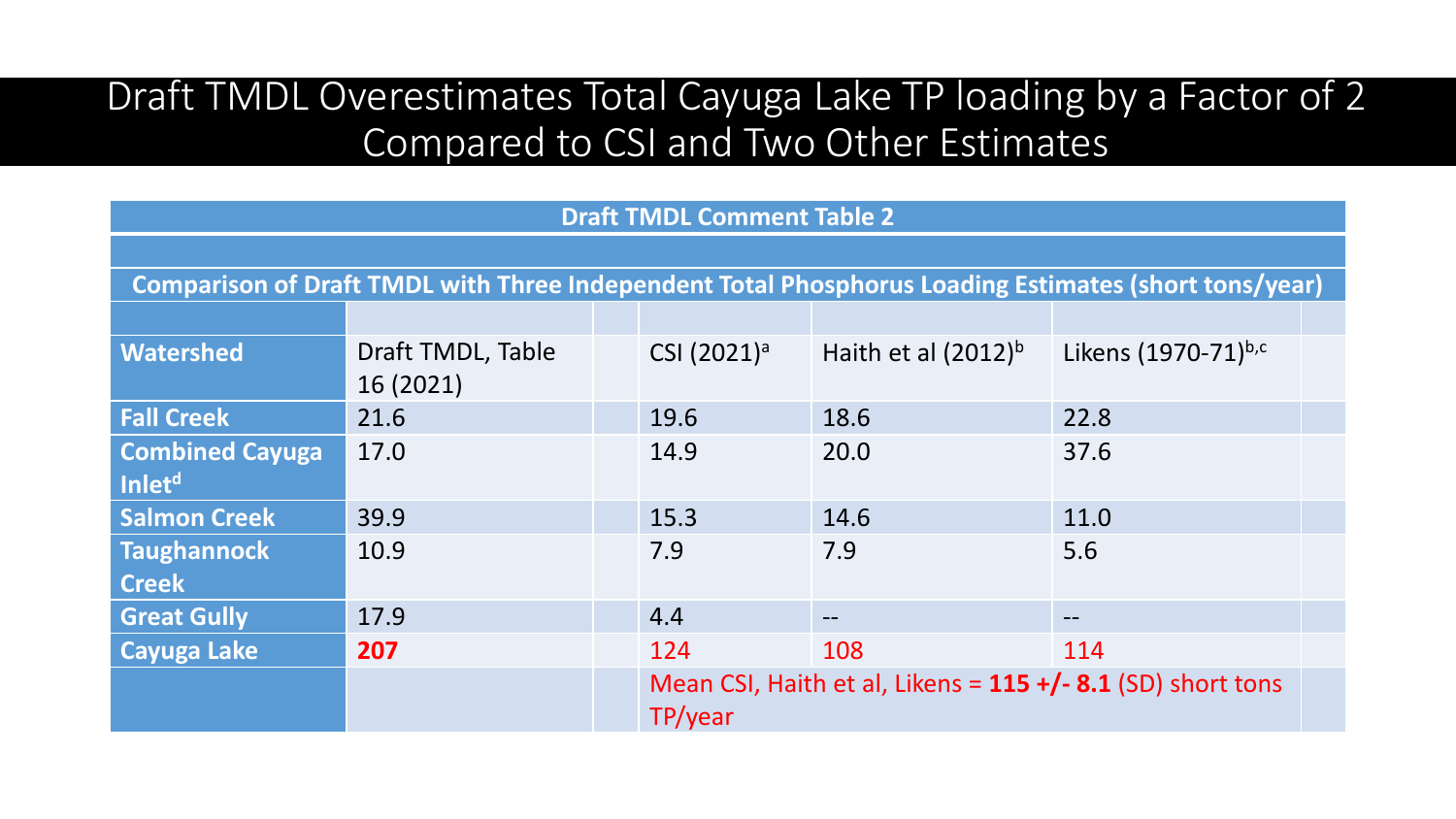# Draft TMDL Overestimates Total Cayuga Lake TP loading by a Factor of 2 Compared to CSI and Two Other Estimates

**Draft TMDL Comment Table 2**

**Comparison of Draft TMDL with Three Independent Total Phosphorus Loading Estimates (short tons/year)**

| Watershed | Draft TMDL, Table 16 (2021) | CSI (2021)[a] | Haith et al (2012)[b] | Likens (1970-71)[b,c] |
|---|---|---|---|---|
| **Fall Creek** | 21.6 | 19.6 | 18.6 | 22.8 |
| **Combined Cayuga Inlet[d]** | 17.0 | 14.9 | 20.0 | 37.6 |
| **Salmon Creek** | 39.9 | 15.3 | 14.6 | 11.0 |
| **Taughannock Creek** | 10.9 | 7.9 | 7.9 | 5.6 |
| **Great Gully** | 17.9 | 4.4 | -- | -- |
| **Cayuga Lake** | **207** | 124 | 108 | 114 |
| | | Mean CSI, Haith et al, Likens = **115 +/- 8.1** (SD) short tons TP/year | | |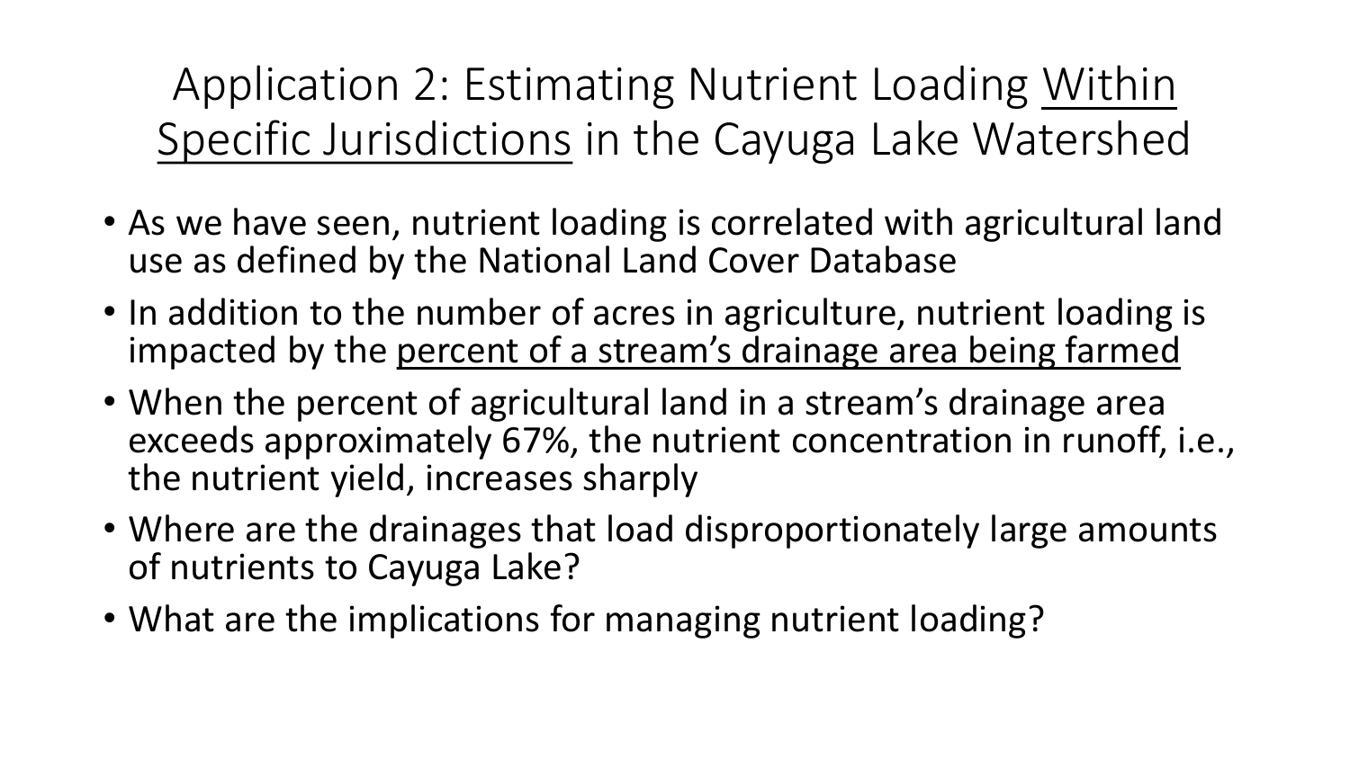# Application 2: Estimating Nutrient Loading <u>Within Specific Jurisdictions</u> in the Cayuga Lake Watershed

- As we have seen, nutrient loading is correlated with agricultural land use as defined by the National Land Cover Database
- In addition to the number of acres in agriculture, nutrient loading is impacted by the <u>percent of a stream's drainage area being farmed</u>
- When the percent of agricultural land in a stream's drainage area exceeds approximately 67%, the nutrient concentration in runoff, i.e., the nutrient yield, increases sharply
- Where are the drainages that load disproportionately large amounts of nutrients to Cayuga Lake?
- What are the implications for managing nutrient loading?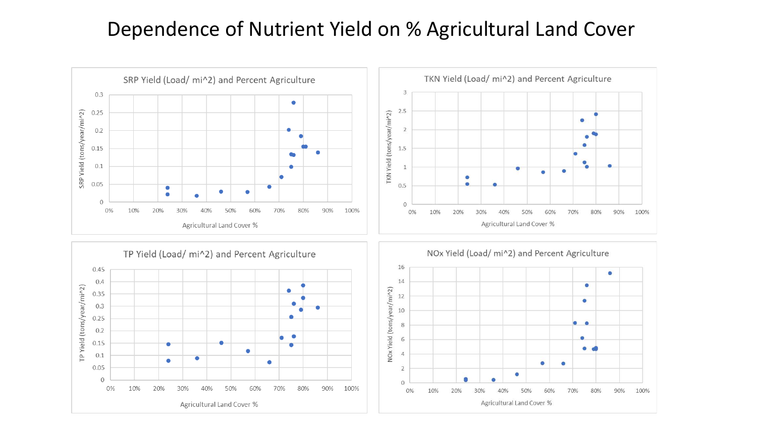# Dependence of Nutrient Yield on % Agricultural Land Cover

SRP Yield (Load/ mi^2) and Percent Agriculture

TKN Yield (Load/ mi^2) and Percent Agriculture

TP Yield (Load/ mi^2) and Percent Agriculture

NOx Yield (Load/ mi^2) and Percent Agriculture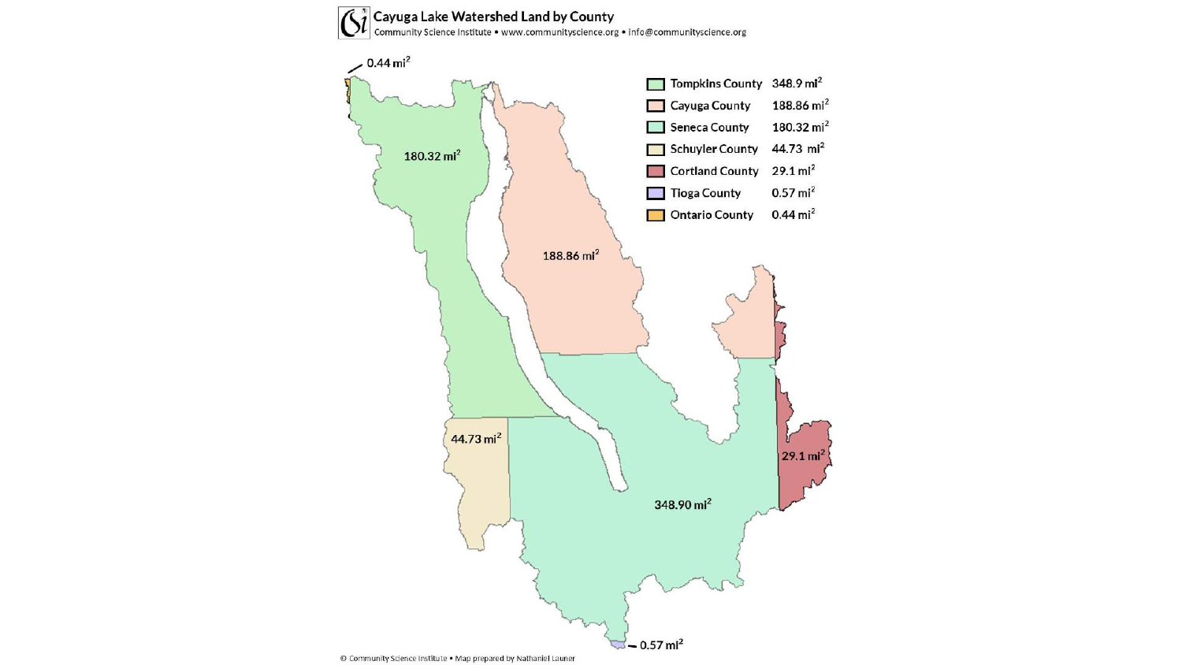# Cayuga Lake Watershed Land by County

Community Science Institute • www.communityscience.org • info@communityscience.org

| County | Area |
|---|---|
| Tompkins County | 348.9 $mi^2$ |
| Cayuga County | 188.86 $mi^2$ |
| Seneca County | 180.32 $mi^2$ |
| Schuyler County | 44.73 $mi^2$ |
| Cortland County | 29.1 $mi^2$ |
| Tioga County | 0.57 $mi^2$ |
| Ontario County | 0.44 $mi^2$ |

© Community Science Institute • Map prepared by Nathaniel Launer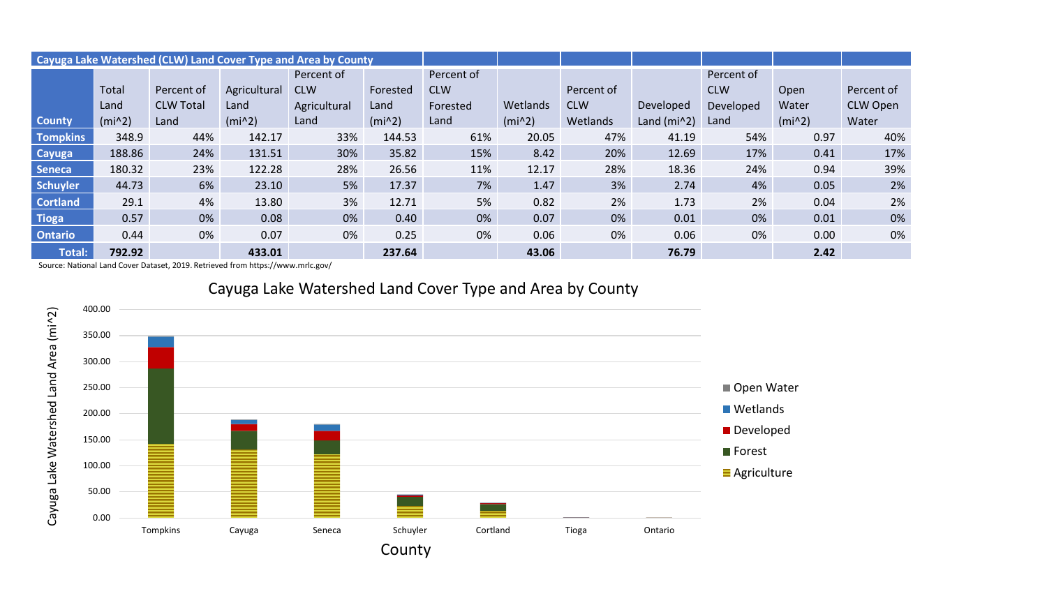| Cayuga Lake Watershed (CLW) Land Cover Type and Area by County | | | | | | | | | | | | |
|---|---|---|---|---|---|---|---|---|---|---|---|---|
| County | Total Land (mi^2) | Percent of CLW Total Land | Agricultural Land (mi^2) | Percent of CLW Agricultural Land | Forested Land (mi^2) | Percent of CLW Forested Land | Wetlands (mi^2) | Percent of CLW Wetlands | Developed Land (mi^2) | Percent of CLW Developed Land | Open Water (mi^2) | Percent of CLW Open Water |
| **Tompkins** | 348.9 | 44% | 142.17 | 33% | 144.53 | 61% | 20.05 | 47% | 41.19 | 54% | 0.97 | 40% |
| **Cayuga** | 188.86 | 24% | 131.51 | 30% | 35.82 | 15% | 8.42 | 20% | 12.69 | 17% | 0.41 | 17% |
| **Seneca** | 180.32 | 23% | 122.28 | 28% | 26.56 | 11% | 12.17 | 28% | 18.36 | 24% | 0.94 | 39% |
| **Schuyler** | 44.73 | 6% | 23.10 | 5% | 17.37 | 7% | 1.47 | 3% | 2.74 | 4% | 0.05 | 2% |
| **Cortland** | 29.1 | 4% | 13.80 | 3% | 12.71 | 5% | 0.82 | 2% | 1.73 | 2% | 0.04 | 2% |
| **Tioga** | 0.57 | 0% | 0.08 | 0% | 0.40 | 0% | 0.07 | 0% | 0.01 | 0% | 0.01 | 0% |
| **Ontario** | 0.44 | 0% | 0.07 | 0% | 0.25 | 0% | 0.06 | 0% | 0.06 | 0% | 0.00 | 0% |
| **Total:** | **792.92** | | **433.01** | | **237.64** | | **43.06** | | **76.79** | | **2.42** | |

Source: National Land Cover Dataset, 2019. Retrieved from https://www.mrlc.gov/

Cayuga Lake Watershed Land Cover Type and Area by County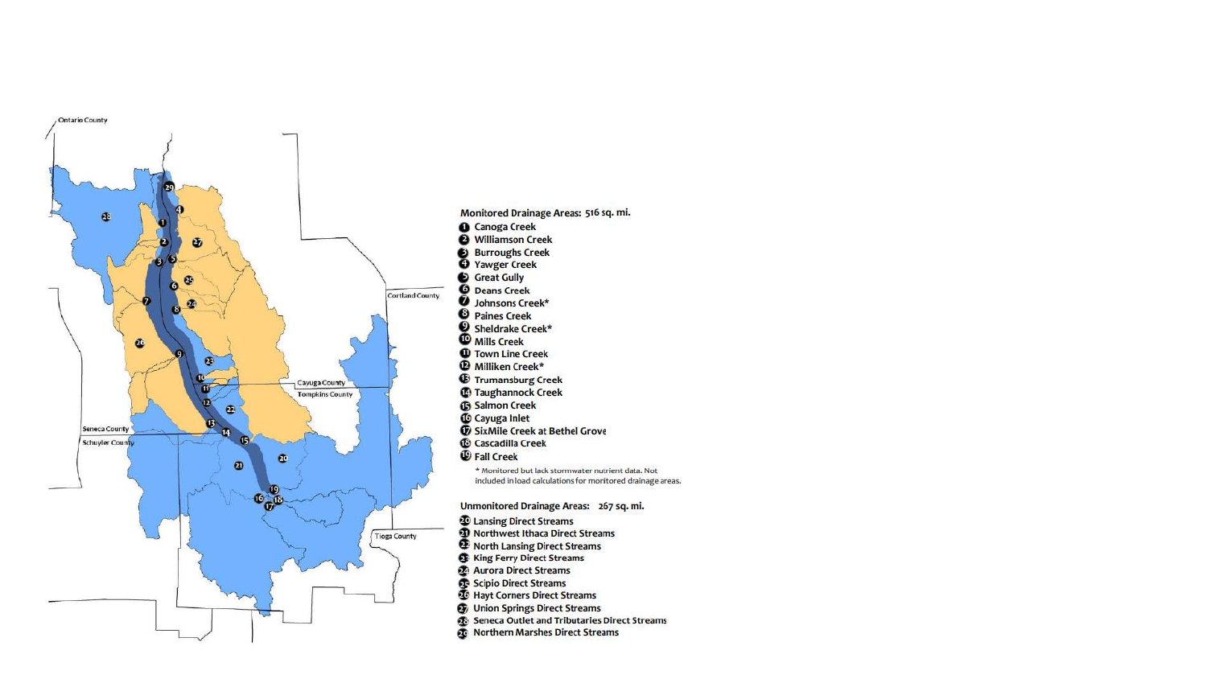Monitored Drainage Areas: 516 sq. mi.

1. Canoga Creek
2. Williamson Creek
3. Burroughs Creek
4. Yawger Creek
5. Great Gully
6. Deans Creek
7. Johnsons Creek*
8. Paines Creek
9. Sheldrake Creek*
10. Mills Creek
11. Town Line Creek
12. Milliken Creek*
13. Trumansburg Creek
14. Taughannock Creek
15. Salmon Creek
16. Cayuga Inlet
17. SixMile Creek at Bethel Grove
18. Cascadilla Creek
19. Fall Creek

\* Monitored but lack stormwater nutrient data. Not included in load calculations for monitored drainage areas.

Unmonitored Drainage Areas: 267 sq. mi.

20. Lansing Direct Streams
21. Northwest Ithaca Direct Streams
22. North Lansing Direct Streams
23. King Ferry Direct Streams
24. Aurora Direct Streams
25. Scipio Direct Streams
26. Hayt Corners Direct Streams
27. Union Springs Direct Streams
28. Seneca Outlet and Tributaries Direct Streams
29. Northern Marshes Direct Streams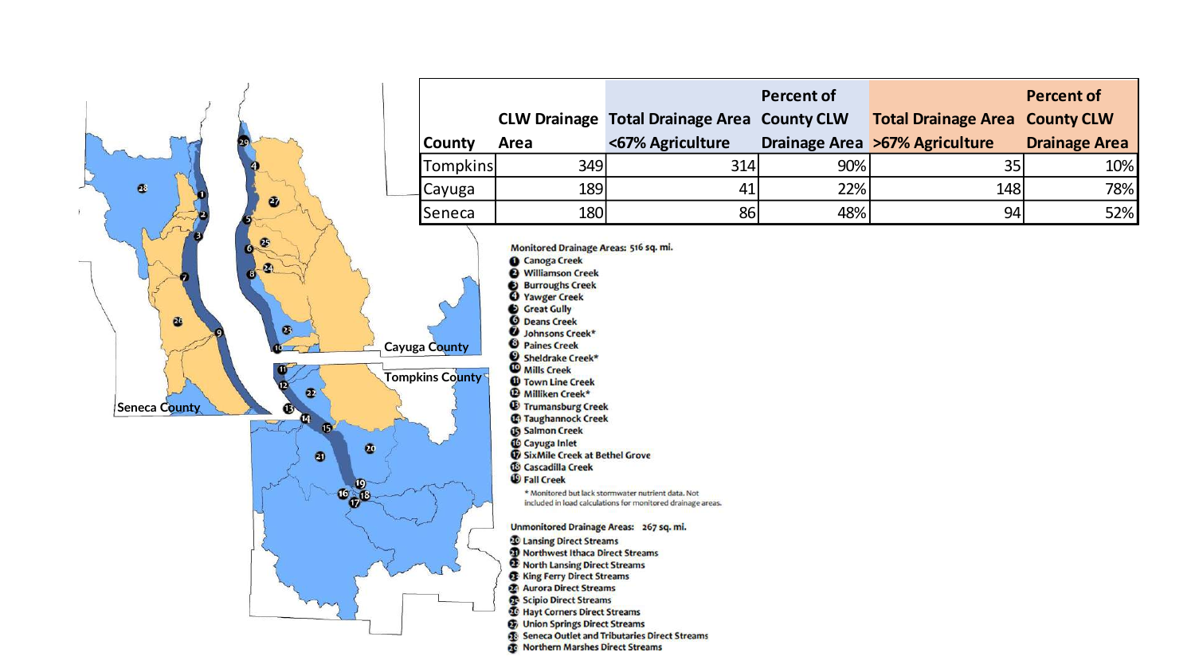| County | CLW Drainage Area | Total Drainage Area <67% Agriculture | Percent of County CLW Drainage Area | Total Drainage Area >67% Agriculture | Percent of County CLW Drainage Area |
|---|---|---|---|---|---|
| Tompkins | 349 | 314 | 90% | 35 | 10% |
| Cayuga | 189 | 41 | 22% | 148 | 78% |
| Seneca | 180 | 86 | 48% | 94 | 52% |

Cayuga County

Tompkins County

Seneca County

**Monitored Drainage Areas: 516 sq. mi.**

1. Canoga Creek
2. Williamson Creek
3. Burroughs Creek
4. Yawger Creek
5. Great Gully
6. Deans Creek
7. Johnsons Creek*
8. Paines Creek
9. Sheldrake Creek*
10. Mills Creek
11. Town Line Creek
12. Milliken Creek*
13. Trumansburg Creek
14. Taughannock Creek
15. Salmon Creek
16. Cayuga Inlet
17. SixMile Creek at Bethel Grove
18. Cascadilla Creek
19. Fall Creek

\* Monitored but lack stormwater nutrient data. Not included in load calculations for monitored drainage areas.

**Unmonitored Drainage Areas: 267 sq. mi.**

20. Lansing Direct Streams
21. Northwest Ithaca Direct Streams
22. North Lansing Direct Streams
23. King Ferry Direct Streams
24. Aurora Direct Streams
25. Scipio Direct Streams
26. Hayt Corners Direct Streams
27. Union Springs Direct Streams
28. Seneca Outlet and Tributaries Direct Streams
29. Northern Marshes Direct Streams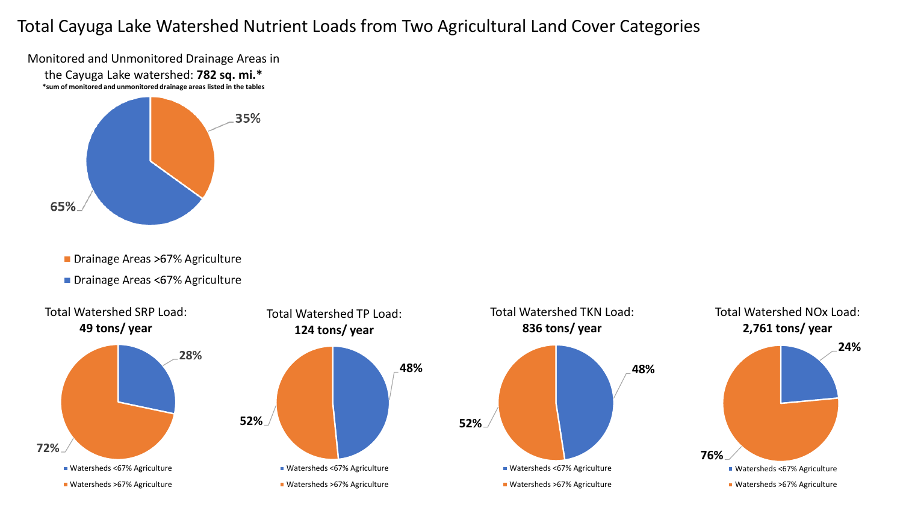# Total Cayuga Lake Watershed Nutrient Loads from Two Agricultural Land Cover Categories

Monitored and Unmonitored Drainage Areas in the Cayuga Lake watershed: **782 sq. mi.***

***sum of monitored and unmonitored drainage areas listed in the tables**

35%

65%

- Drainage Areas >67% Agriculture
- Drainage Areas <67% Agriculture

Total Watershed SRP Load:
**49 tons/ year**

28%

72%

- Watersheds <67% Agriculture
- Watersheds >67% Agriculture

Total Watershed TP Load:
**124 tons/ year**

48%

52%

- Watersheds <67% Agriculture
- Watersheds >67% Agriculture

Total Watershed TKN Load:
**836 tons/ year**

48%

52%

- Watersheds <67% Agriculture
- Watersheds >67% Agriculture

Total Watershed NOx Load:
**2,761 tons/ year**

24%

76%

- Watersheds <67% Agriculture
- Watersheds >67% Agriculture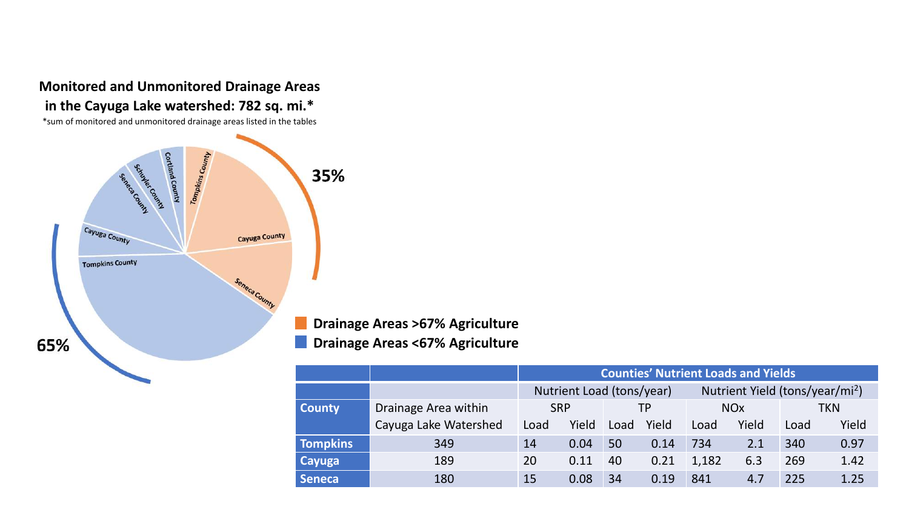**Monitored and Unmonitored Drainage Areas in the Cayuga Lake watershed: 782 sq. mi.***

*sum of monitored and unmonitored drainage areas listed in the tables

35%

65%

Tompkins County
Cayuga County
Seneca County
Cortland County
Schuyler County
Seneca County
Cayuga County
Tompkins County

**Drainage Areas >67% Agriculture**

**Drainage Areas <67% Agriculture**

| | | Counties' Nutrient Loads and Yields | | | | | | | |
|---|---|---|---|---|---|---|---|---|---|
| | | Nutrient Load (tons/year) | | | | Nutrient Yield (tons/year/mi$^2$) | | | |
| **County** | Drainage Area within Cayuga Lake Watershed | SRP | | TP | | NOx | | TKN | |
| | | Load | Yield | Load | Yield | Load | Yield | Load | Yield |
| **Tompkins** | 349 | 14 | 0.04 | 50 | 0.14 | 734 | 2.1 | 340 | 0.97 |
| **Cayuga** | 189 | 20 | 0.11 | 40 | 0.21 | 1,182 | 6.3 | 269 | 1.42 |
| **Seneca** | 180 | 15 | 0.08 | 34 | 0.19 | 841 | 4.7 | 225 | 1.25 |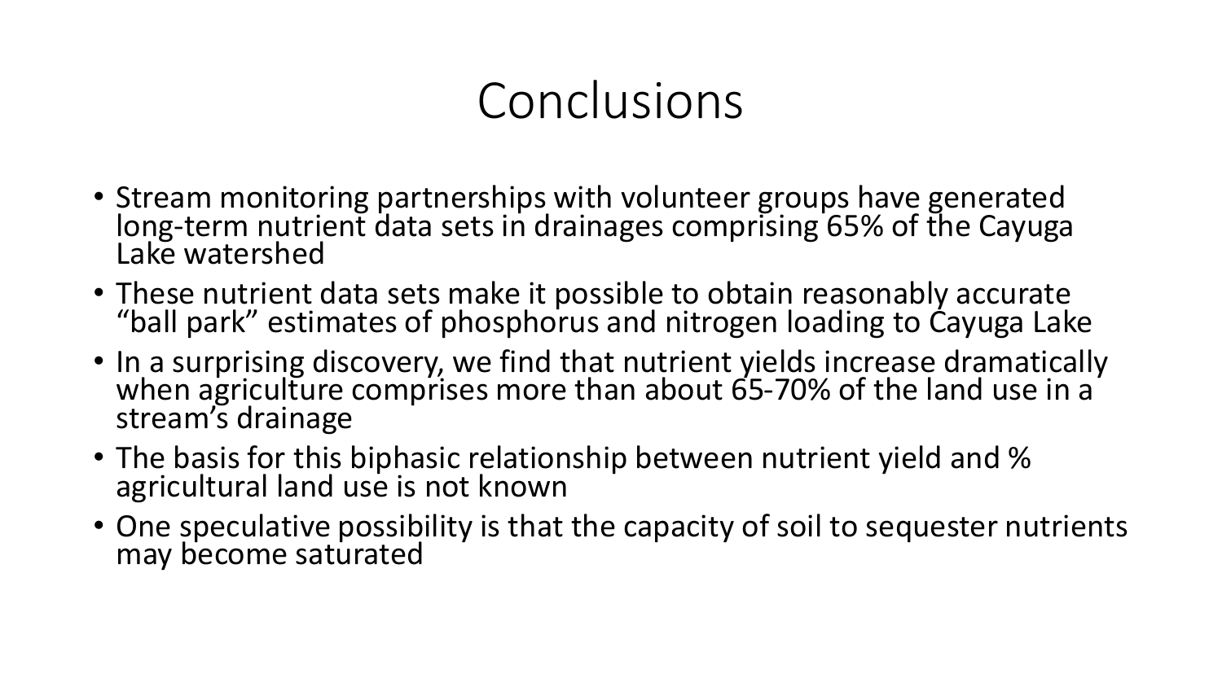# Conclusions

- Stream monitoring partnerships with volunteer groups have generated long-term nutrient data sets in drainages comprising 65% of the Cayuga Lake watershed
- These nutrient data sets make it possible to obtain reasonably accurate "ball park" estimates of phosphorus and nitrogen loading to Cayuga Lake
- In a surprising discovery, we find that nutrient yields increase dramatically when agriculture comprises more than about 65-70% of the land use in a stream's drainage
- The basis for this biphasic relationship between nutrient yield and % agricultural land use is not known
- One speculative possibility is that the capacity of soil to sequester nutrients may become saturated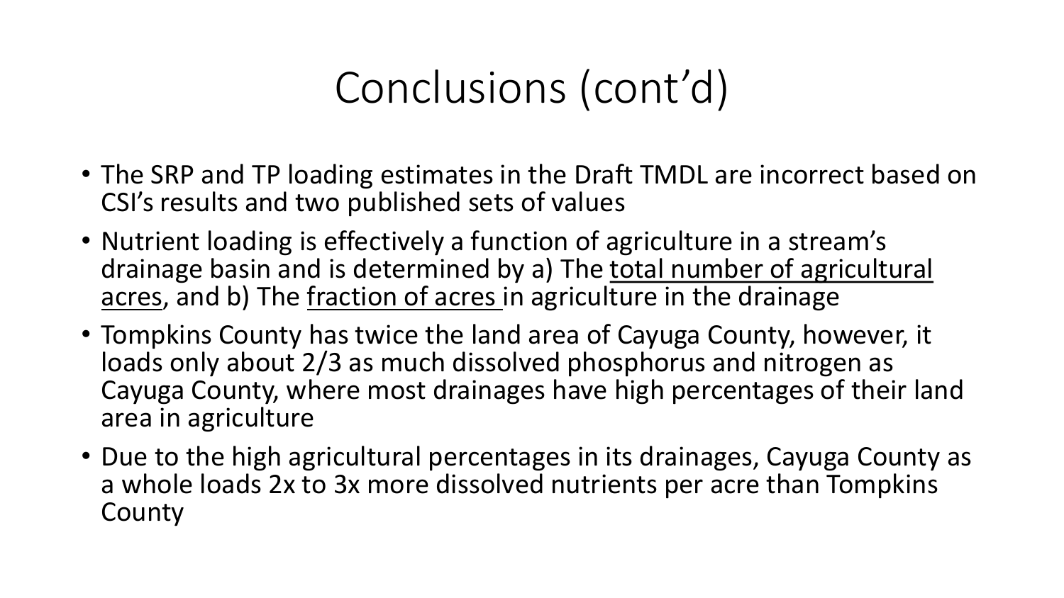# Conclusions (cont'd)

- The SRP and TP loading estimates in the Draft TMDL are incorrect based on CSI's results and two published sets of values
- Nutrient loading is effectively a function of agriculture in a stream's drainage basin and is determined by a) The <u>total number of agricultural acres</u>, and b) The <u>fraction of acres</u> in agriculture in the drainage
- Tompkins County has twice the land area of Cayuga County, however, it loads only about 2/3 as much dissolved phosphorus and nitrogen as Cayuga County, where most drainages have high percentages of their land area in agriculture
- Due to the high agricultural percentages in its drainages, Cayuga County as a whole loads 2x to 3x more dissolved nutrients per acre than Tompkins County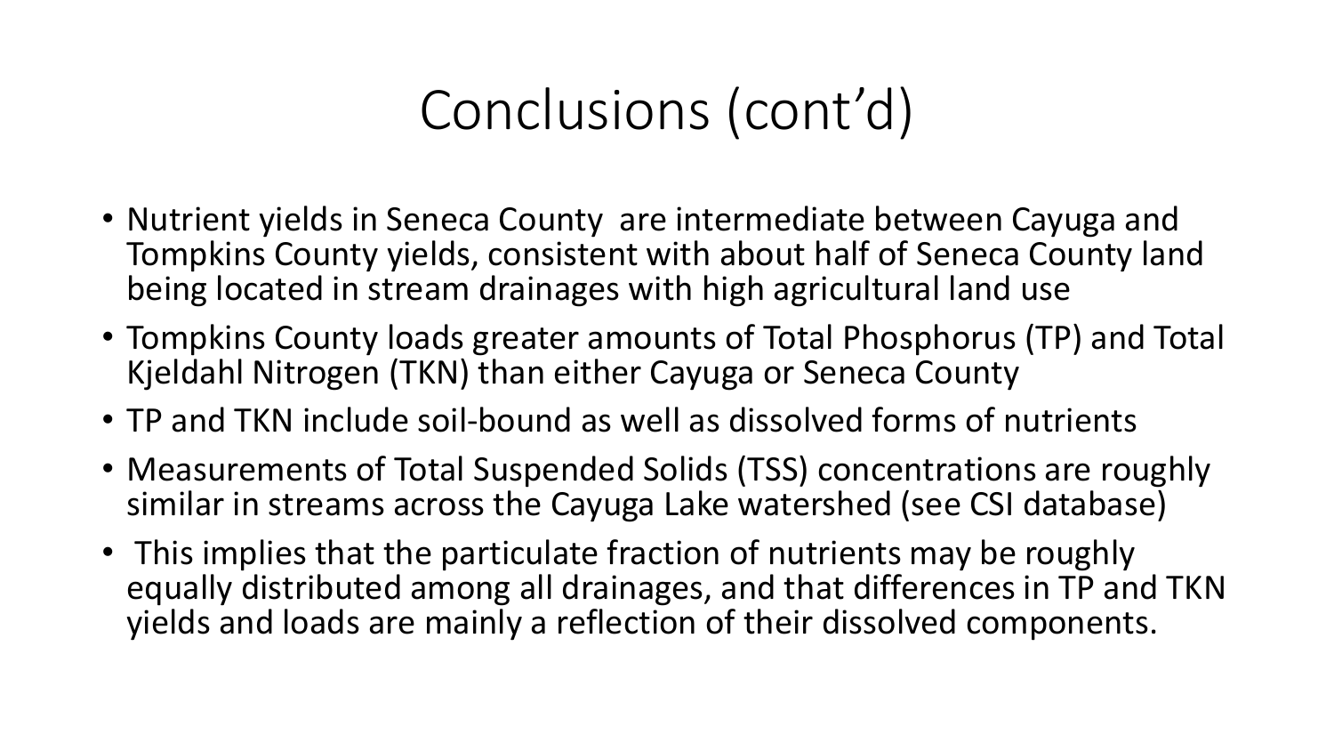# Conclusions (cont'd)

- Nutrient yields in Seneca County are intermediate between Cayuga and Tompkins County yields, consistent with about half of Seneca County land being located in stream drainages with high agricultural land use
- Tompkins County loads greater amounts of Total Phosphorus (TP) and Total Kjeldahl Nitrogen (TKN) than either Cayuga or Seneca County
- TP and TKN include soil-bound as well as dissolved forms of nutrients
- Measurements of Total Suspended Solids (TSS) concentrations are roughly similar in streams across the Cayuga Lake watershed (see CSI database)
- This implies that the particulate fraction of nutrients may be roughly equally distributed among all drainages, and that differences in TP and TKN yields and loads are mainly a reflection of their dissolved components.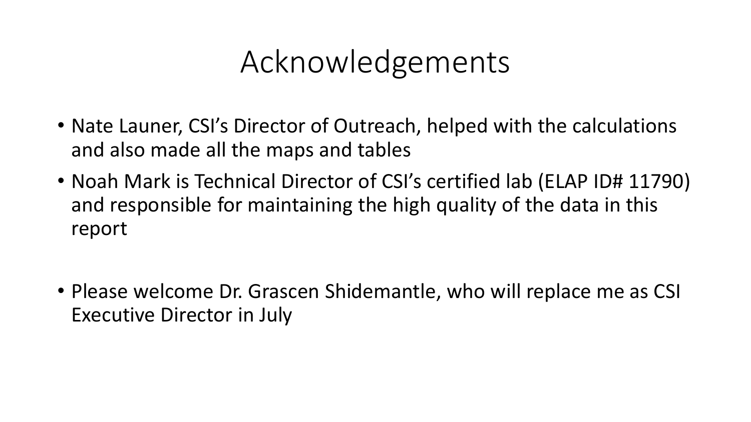# Acknowledgements

- Nate Launer, CSI's Director of Outreach, helped with the calculations and also made all the maps and tables
- Noah Mark is Technical Director of CSI's certified lab (ELAP ID# 11790) and responsible for maintaining the high quality of the data in this report

- Please welcome Dr. Grascen Shidemantle, who will replace me as CSI Executive Director in July